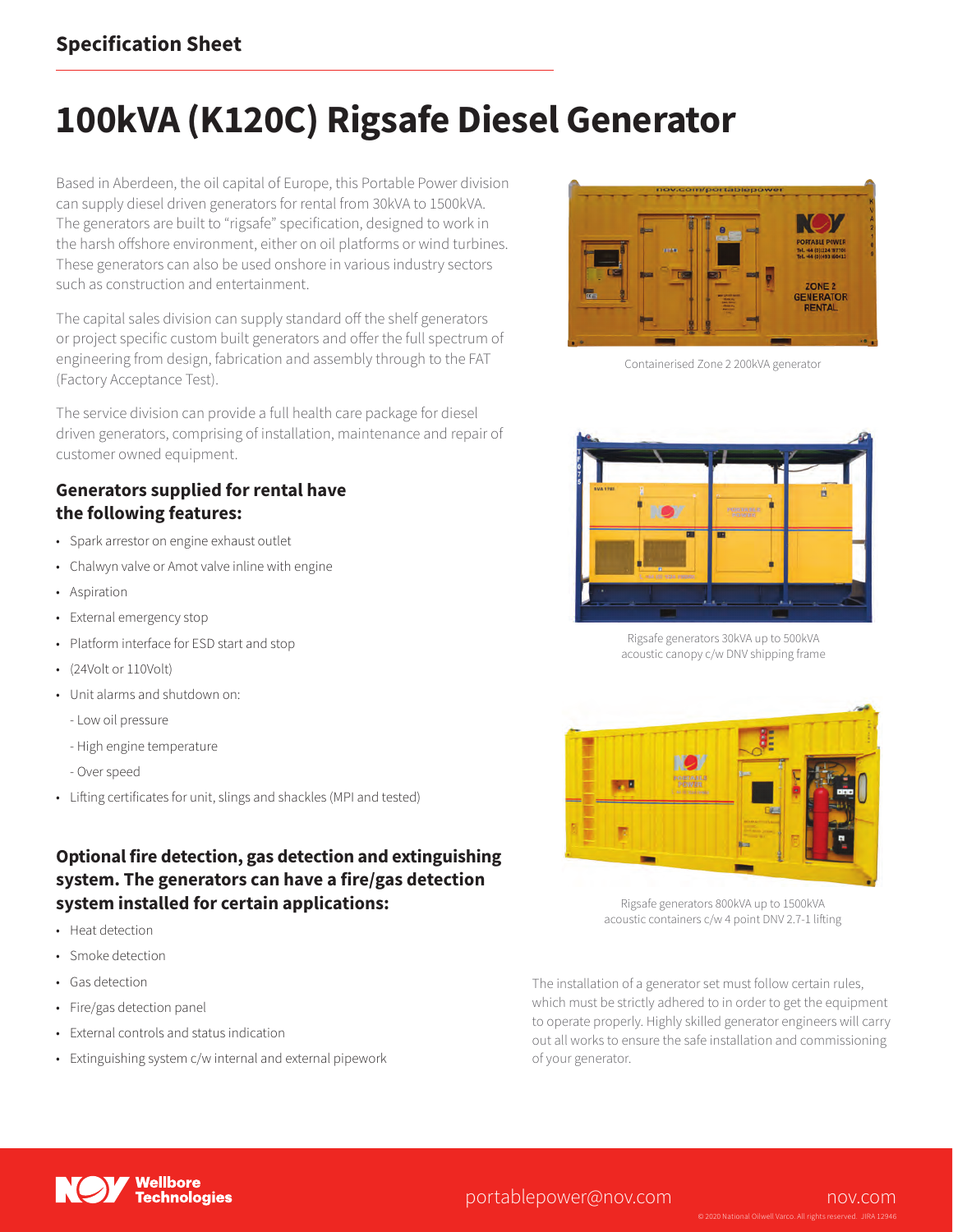Specification Sheet

# 100kVA (K120C) Rigsafe Diesel Generator

Based in Aberdeen, the oil capital of Europe, this Portable Power division can supply diesel driven generators for rental from 30kVA to 1500kVA. The generators are built to "rigsafe" specification, designed to work in the harsh offshore environment, either on oil platforms or wind turbines. These generators can also be used onshore in various industry sectors such as construction and entertainment.

The capital sales division can supply standard off the shelf generators or project specific custom built generators and offer the full spectrum of engineering from design, fabrication and assembly through to the FAT (Factory Acceptance Test).

The service division can provide a full health care package for diesel driven generators, comprising of installation, maintenance and repair of customer owned equipment.

### Generators supplied for rental have the following features:

- Spark arrestor on engine exhaust outlet
- Chalwyn valve or Amot valve inline with engine
- Aspiration
- External emergency stop
- Platform interface for ESD start and stop
- (24Volt or 110Volt)
- Unit alarms and shutdown on:
  - Low oil pressure
  - High engine temperature
  - Over speed
- Lifting certificates for unit, slings and shackles (MPI and tested)

### Optional fire detection, gas detection and extinguishing system. The generators can have a fire/gas detection system installed for certain applications:

- Heat detection
- Smoke detection
- Gas detection
- Fire/gas detection panel
- External controls and status indication
- Extinguishing system c/w internal and external pipework

Containerised Zone 2 200kVA generator

Rigsafe generators 30kVA up to 500kVA acoustic canopy c/w DNV shipping frame

Rigsafe generators 800kVA up to 1500kVA acoustic containers c/w 4 point DNV 2.7-1 lifting

The installation of a generator set must follow certain rules, which must be strictly adhered to in order to get the equipment to operate properly. Highly skilled generator engineers will carry out all works to ensure the safe installation and commissioning of your generator.

Wellbore Technologies

portablepower@nov.com

nov.com

© 2020 National Oilwell Varco. All rights reserved. JIRA 12946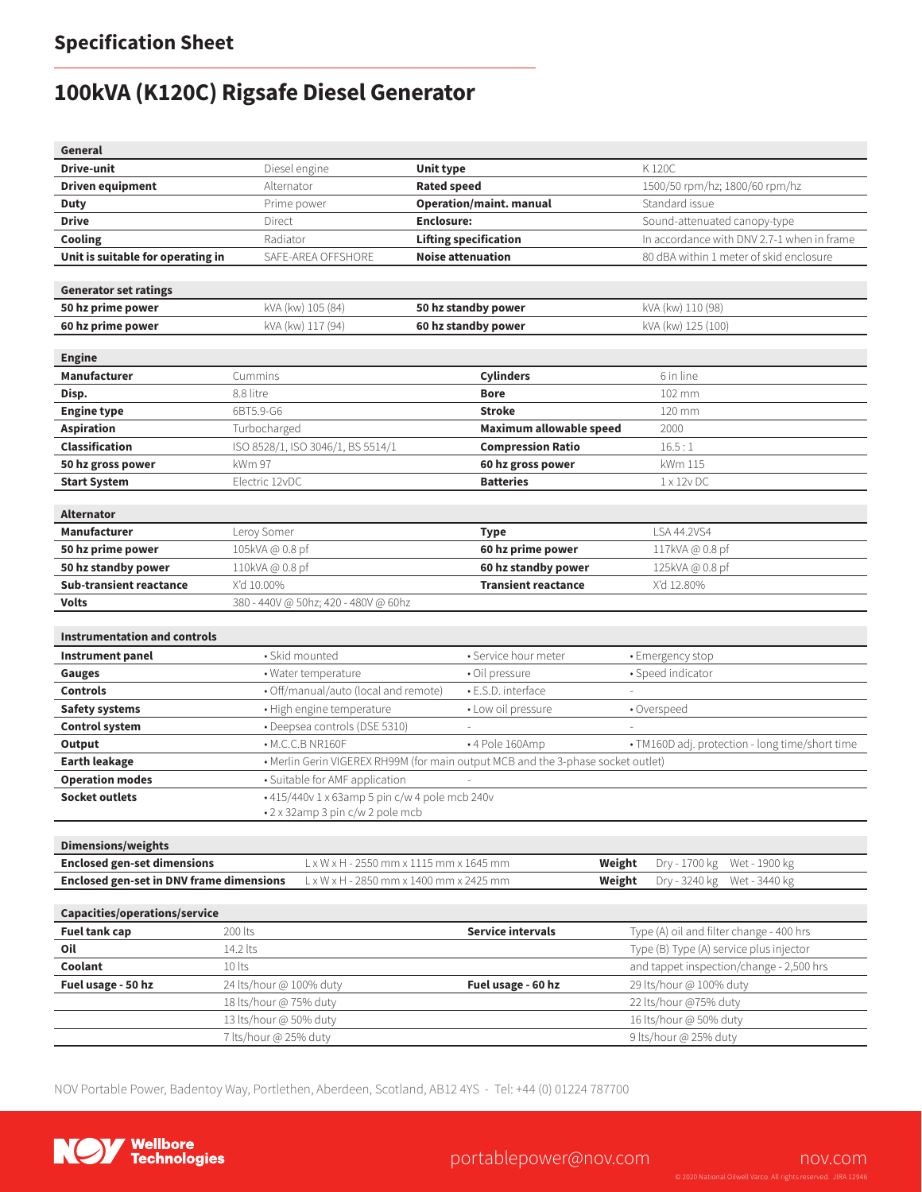## Specification Sheet

# 100kVA (K120C) Rigsafe Diesel Generator

| General | | | |
|---|---|---|---|
| **Drive-unit** | Diesel engine | **Unit type** | K 120C |
| **Driven equipment** | Alternator | **Rated speed** | 1500/50 rpm/hz; 1800/60 rpm/hz |
| **Duty** | Prime power | **Operation/maint. manual** | Standard issue |
| **Drive** | Direct | **Enclosure:** | Sound-attenuated canopy-type |
| **Cooling** | Radiator | **Lifting specification** | In accordance with DNV 2.7-1 when in frame |
| **Unit is suitable for operating in** | SAFE-AREA OFFSHORE | **Noise attenuation** | 80 dBA within 1 meter of skid enclosure |

| Generator set ratings | | | |
|---|---|---|---|
| **50 hz prime power** | kVA (kw) 105 (84) | **50 hz standby power** | kVA (kw) 110 (98) |
| **60 hz prime power** | kVA (kw) 117 (94) | **60 hz standby power** | kVA (kw) 125 (100) |

| Engine | | | |
|---|---|---|---|
| **Manufacturer** | Cummins | **Cylinders** | 6 in line |
| **Disp.** | 8.8 litre | **Bore** | 102 mm |
| **Engine type** | 6BT5.9-G6 | **Stroke** | 120 mm |
| **Aspiration** | Turbocharged | **Maximum allowable speed** | 2000 |
| **Classification** | ISO 8528/1, ISO 3046/1, BS 5514/1 | **Compression Ratio** | 16.5 : 1 |
| **50 hz gross power** | kWm 97 | **60 hz gross power** | kWm 115 |
| **Start System** | Electric 12vDC | **Batteries** | 1 x 12v DC |

| Alternator | | | |
|---|---|---|---|
| **Manufacturer** | Leroy Somer | **Type** | LSA 44.2VS4 |
| **50 hz prime power** | 105kVA @ 0.8 pf | **60 hz prime power** | 117kVA @ 0.8 pf |
| **50 hz standby power** | 110kVA @ 0.8 pf | **60 hz standby power** | 125kVA @ 0.8 pf |
| **Sub-transient reactance** | X'd 10.00% | **Transient reactance** | X'd 12.80% |
| **Volts** | 380 - 440V @ 50hz; 420 - 480V @ 60hz | | |

| Instrumentation and controls | | | |
|---|---|---|---|
| **Instrument panel** | • Skid mounted | • Service hour meter | • Emergency stop |
| **Gauges** | • Water temperature | • Oil pressure | • Speed indicator |
| **Controls** | • Off/manual/auto (local and remote) | • E.S.D. interface | - |
| **Safety systems** | • High engine temperature | • Low oil pressure | • Overspeed |
| **Control system** | • Deepsea controls (DSE 5310) | - | - |
| **Output** | • M.C.C.B NR160F | • 4 Pole 160Amp | • TM160D adj. protection - long time/short time |
| **Earth leakage** | • Merlin Gerin VIGEREX RH99M (for main output MCB and the 3-phase socket outlet) | | |
| **Operation modes** | • Suitable for AMF application | - | |
| **Socket outlets** | • 415/440v 1 x 63amp 5 pin c/w 4 pole mcb 240v<br>• 2 x 32amp 3 pin c/w 2 pole mcb | | |

| Dimensions/weights | | | |
|---|---|---|---|
| **Enclosed gen-set dimensions** | L x W x H - 2550 mm x 1115 mm x 1645 mm | **Weight** | Dry - 1700 kg Wet - 1900 kg |
| **Enclosed gen-set in DNV frame dimensions** | L x W x H - 2850 mm x 1400 mm x 2425 mm | **Weight** | Dry - 3240 kg Wet - 3440 kg |

| Capacities/operations/service | | | |
|---|---|---|---|
| **Fuel tank cap** | 200 lts | **Service intervals** | Type (A) oil and filter change - 400 hrs |
| **Oil** | 14.2 lts | | Type (B) Type (A) service plus injector |
| **Coolant** | 10 lts | | and tappet inspection/change - 2,500 hrs |
| **Fuel usage - 50 hz** | 24 lts/hour @ 100% duty | **Fuel usage - 60 hz** | 29 lts/hour @ 100% duty |
| | 18 lts/hour @ 75% duty | | 22 lts/hour @75% duty |
| | 13 lts/hour @ 50% duty | | 16 lts/hour @ 50% duty |
| | 7 lts/hour @ 25% duty | | 9 lts/hour @ 25% duty |

NOV Portable Power, Badentoy Way, Portlethen, Aberdeen, Scotland, AB12 4YS - Tel: +44 (0) 01224 787700

NOV Wellbore Technologies

portablepower@nov.com

nov.com

© 2020 National Oilwell Varco. All rights reserved. JIRA 12946